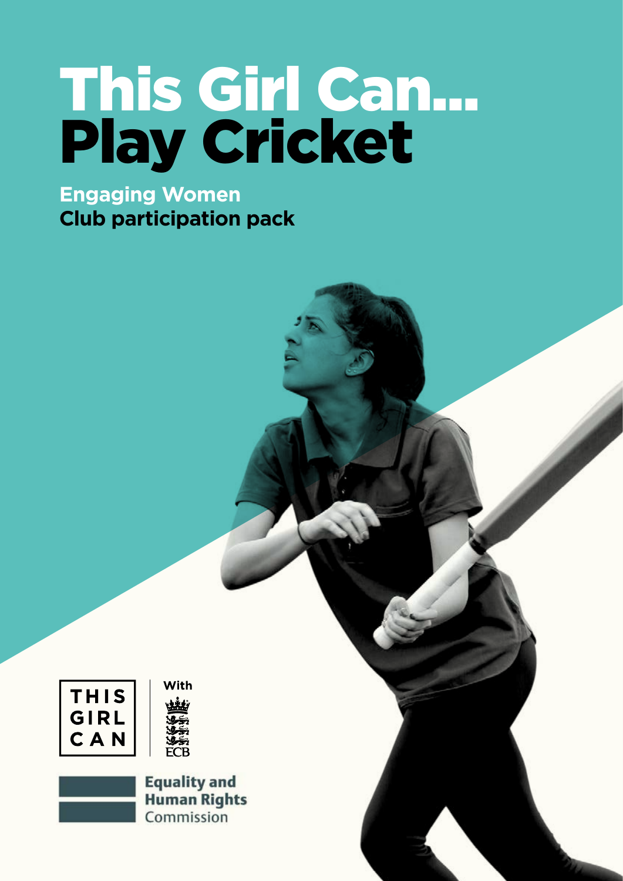# This Girl Can... Play Cricket

**Engaging Women**
**Club participation pack**

THIS GIRL CAN

With ECB

Equality and Human Rights Commission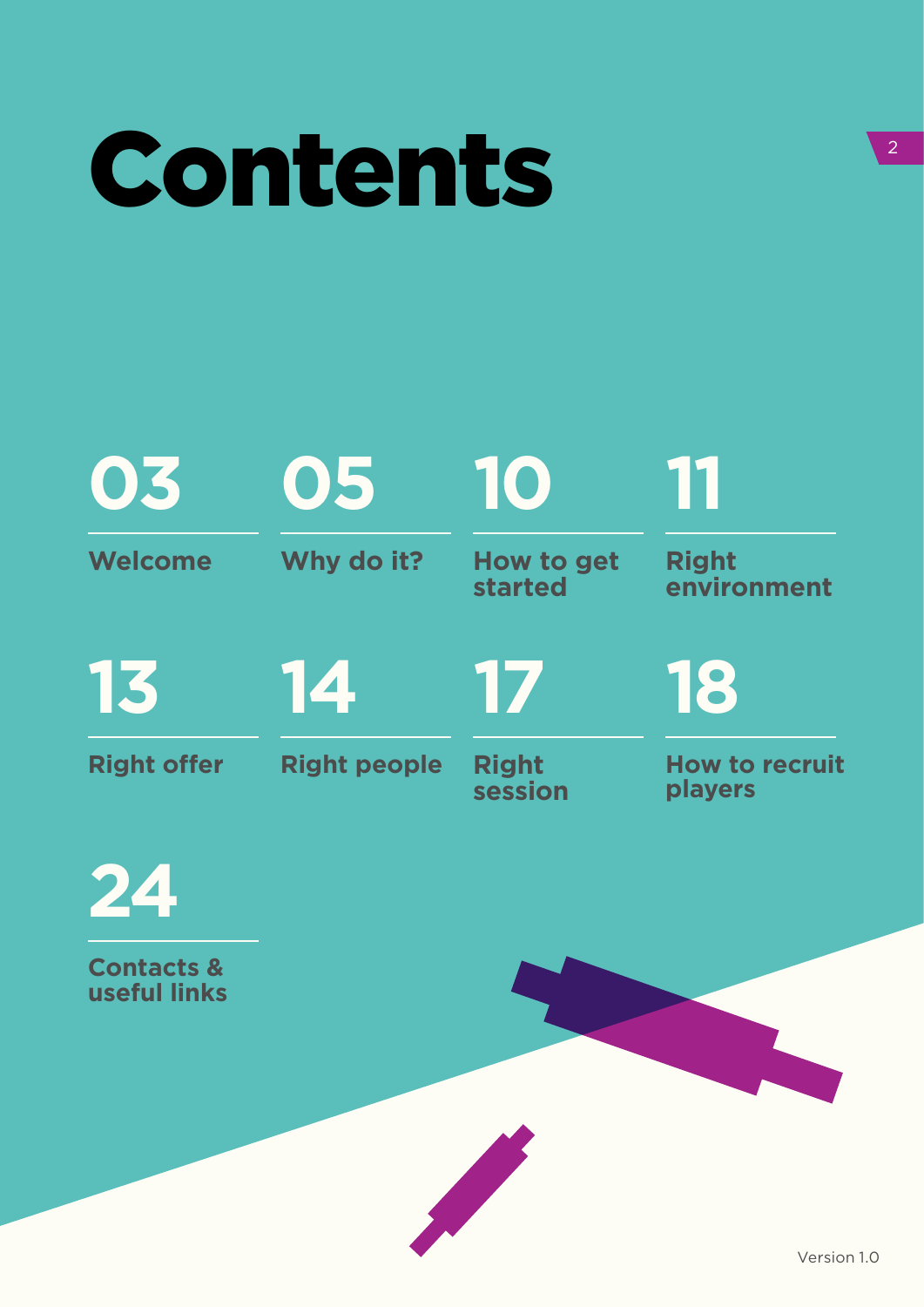# Contents

**03** Welcome

**05** Why do it?

**10** How to get started

**11** Right environment

**13** Right offer

**14** Right people

**17** Right session

**18** How to recruit players

**24** Contacts & useful links

Version 1.0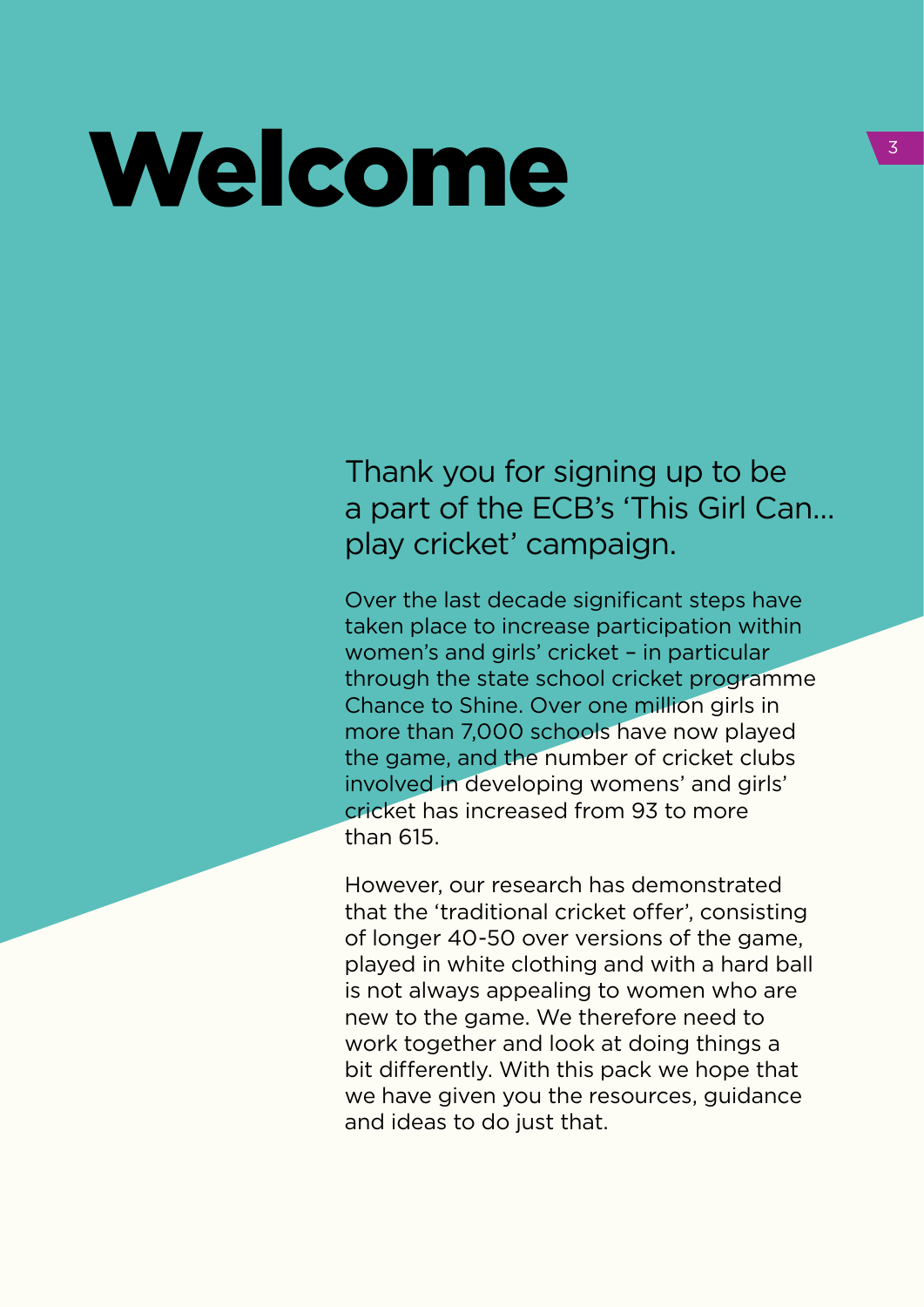# Welcome

Thank you for signing up to be a part of the ECB's 'This Girl Can… play cricket' campaign.

Over the last decade significant steps have taken place to increase participation within women's and girls' cricket – in particular through the state school cricket programme Chance to Shine. Over one million girls in more than 7,000 schools have now played the game, and the number of cricket clubs involved in developing womens' and girls' cricket has increased from 93 to more than 615.

However, our research has demonstrated that the 'traditional cricket offer', consisting of longer 40-50 over versions of the game, played in white clothing and with a hard ball is not always appealing to women who are new to the game. We therefore need to work together and look at doing things a bit differently. With this pack we hope that we have given you the resources, guidance and ideas to do just that.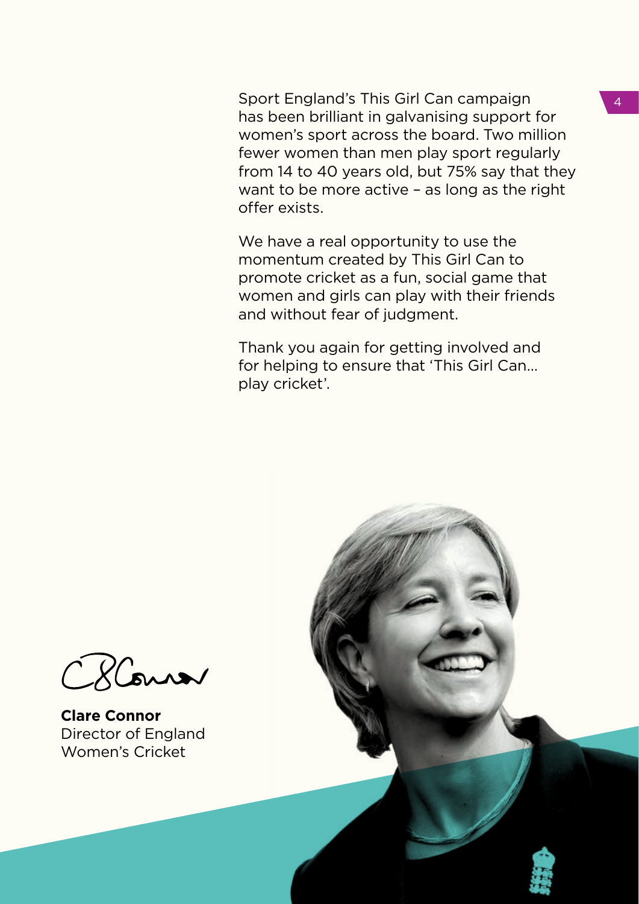Sport England's This Girl Can campaign has been brilliant in galvanising support for women's sport across the board. Two million fewer women than men play sport regularly from 14 to 40 years old, but 75% say that they want to be more active – as long as the right offer exists.

We have a real opportunity to use the momentum created by This Girl Can to promote cricket as a fun, social game that women and girls can play with their friends and without fear of judgment.

Thank you again for getting involved and for helping to ensure that 'This Girl Can... play cricket'.

**Clare Connor**
Director of England Women's Cricket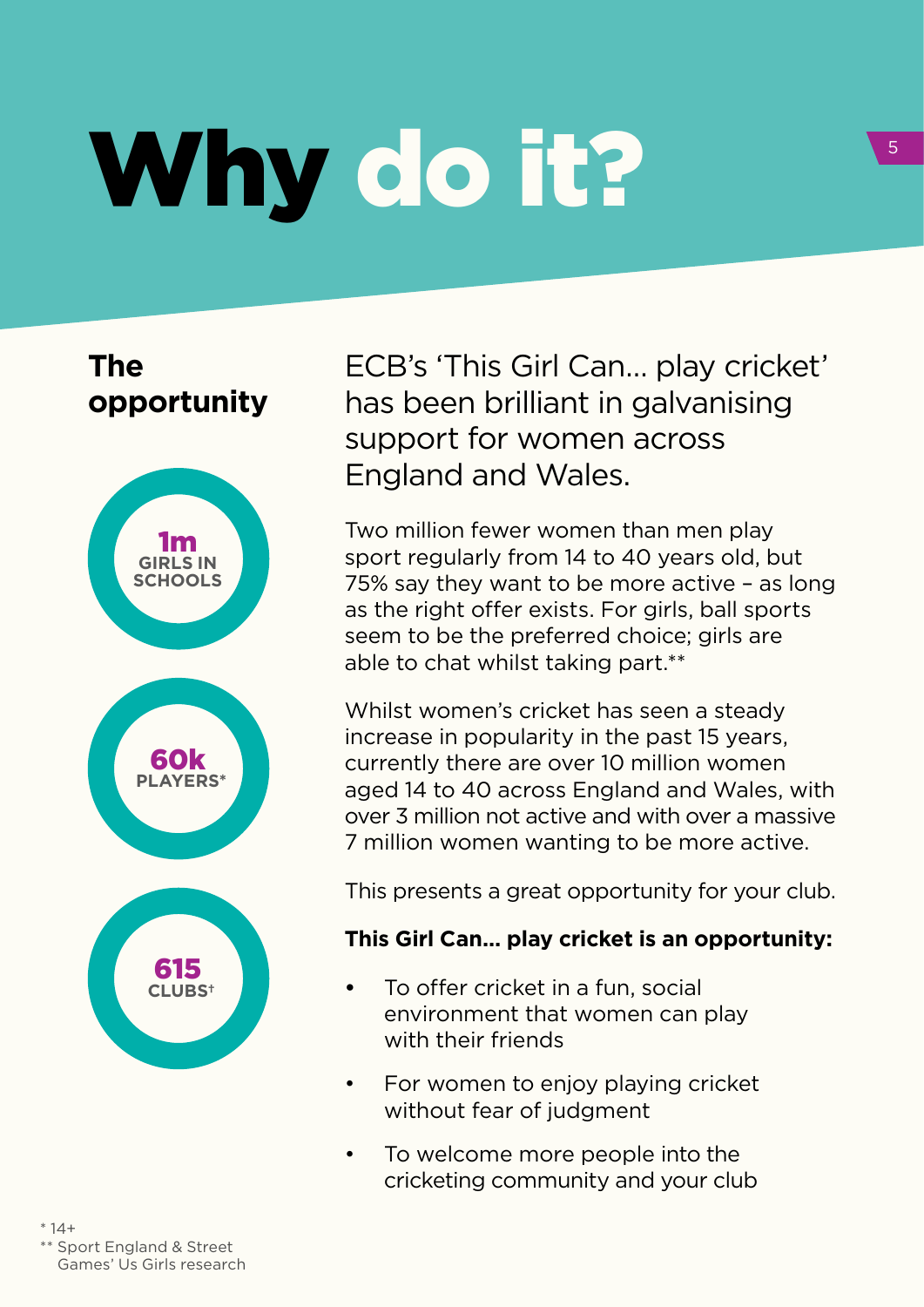# Why do it?

## The opportunity

**1m** GIRLS IN SCHOOLS

**60k** PLAYERS*

**615** CLUBS†

ECB's 'This Girl Can... play cricket' has been brilliant in galvanising support for women across England and Wales.

Two million fewer women than men play sport regularly from 14 to 40 years old, but 75% say they want to be more active – as long as the right offer exists. For girls, ball sports seem to be the preferred choice; girls are able to chat whilst taking part.**

Whilst women's cricket has seen a steady increase in popularity in the past 15 years, currently there are over 10 million women aged 14 to 40 across England and Wales, with over 3 million not active and with over a massive 7 million women wanting to be more active.

This presents a great opportunity for your club.

**This Girl Can... play cricket is an opportunity:**

- To offer cricket in a fun, social environment that women can play with their friends
- For women to enjoy playing cricket without fear of judgment
- To welcome more people into the cricketing community and your club

\* 14+
\** Sport England & Street Games' Us Girls research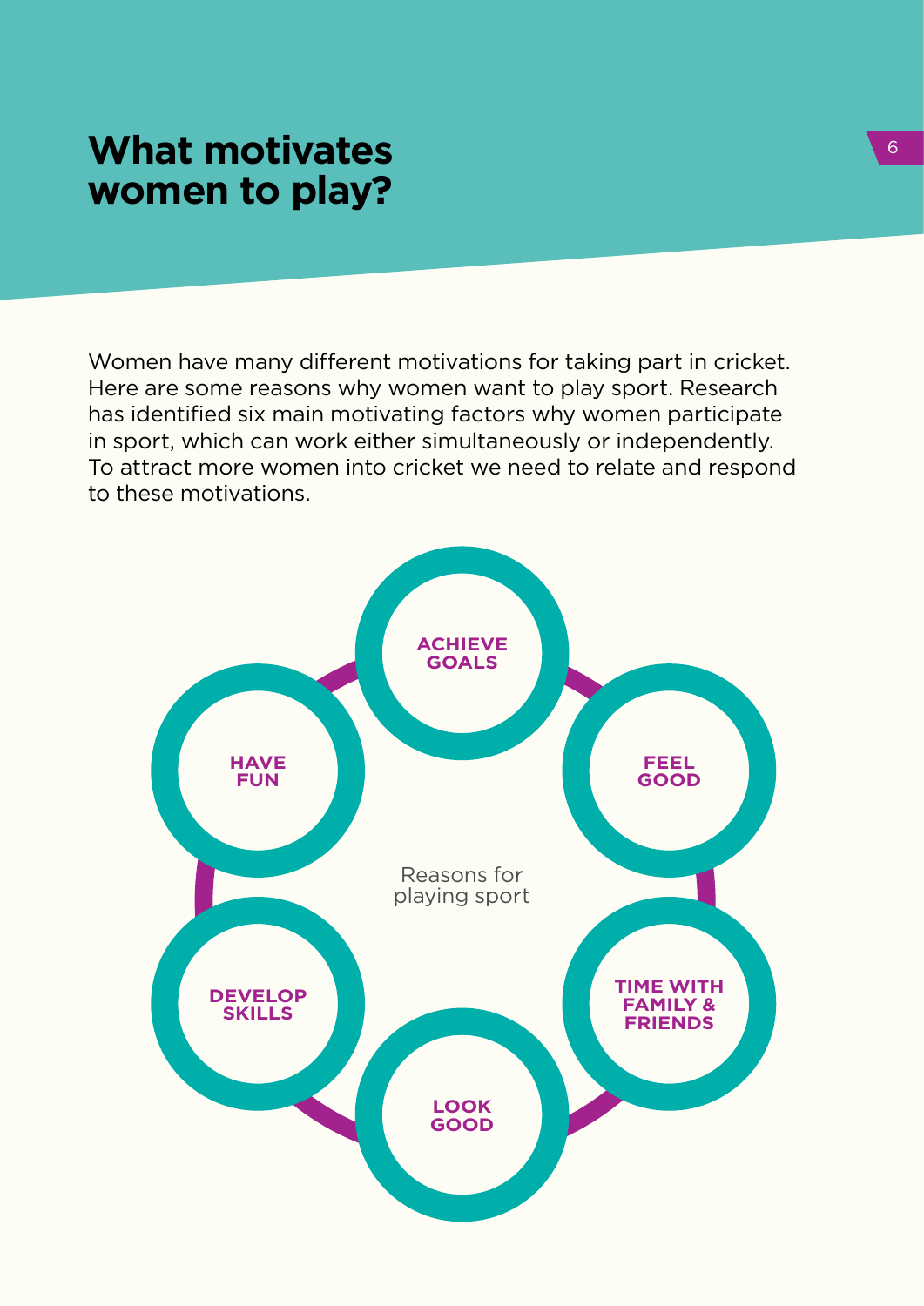# What motivates women to play?

Women have many different motivations for taking part in cricket. Here are some reasons why women want to play sport. Research has identified six main motivating factors why women participate in sport, which can work either simultaneously or independently. To attract more women into cricket we need to relate and respond to these motivations.

Reasons for playing sport

- **ACHIEVE GOALS**
- **FEEL GOOD**
- **TIME WITH FAMILY & FRIENDS**
- **LOOK GOOD**
- **DEVELOP SKILLS**
- **HAVE FUN**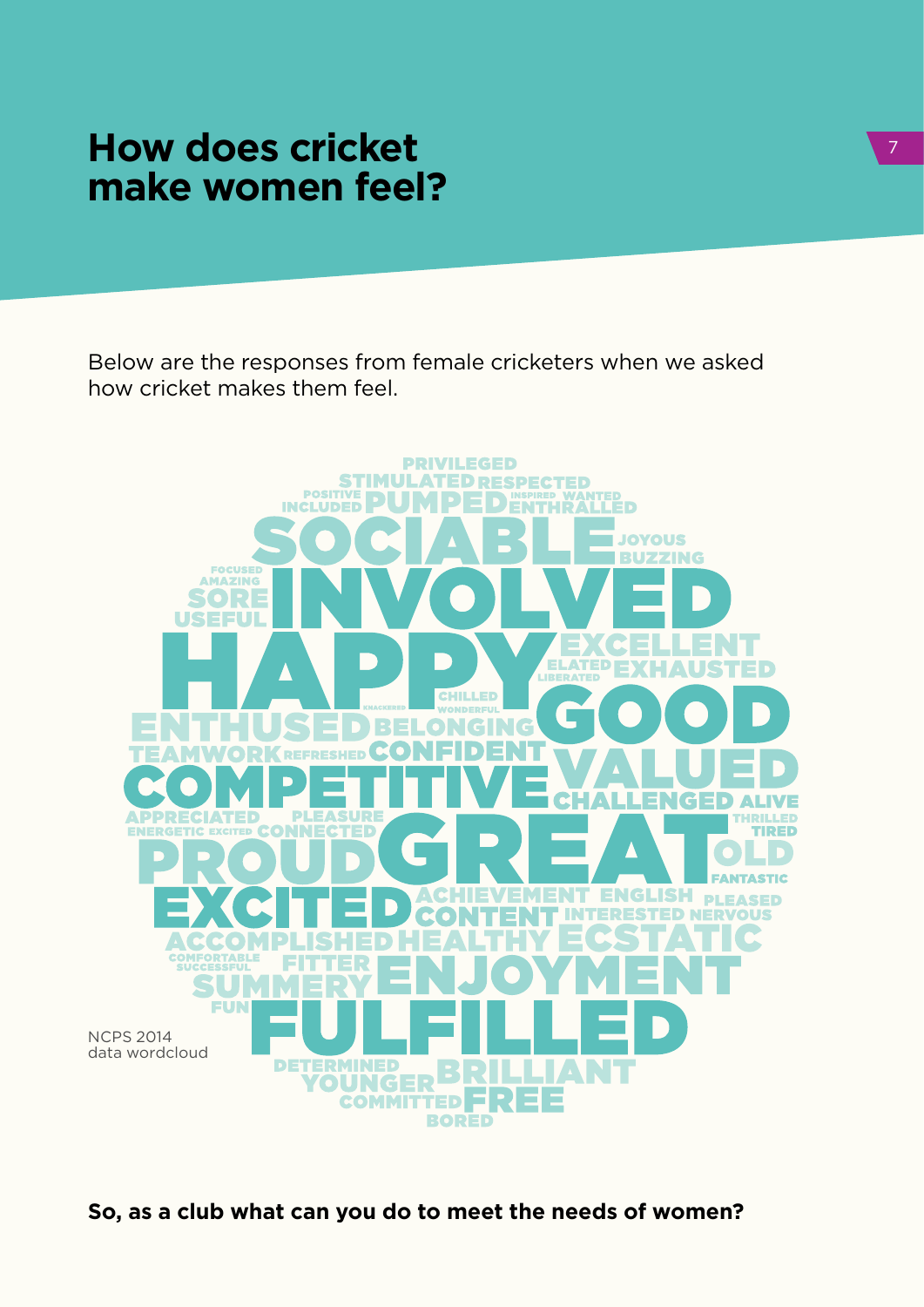# How does cricket make women feel?

Below are the responses from female cricketers when we asked how cricket makes them feel.

PRIVILEGED STIMULATED RESPECTED POSITIVE INCLUDED PUMPED INSPIRED WANTED ENTHRALLED SOCIABLE JOYOUS BUZZING FOCUSED AMAZING SORE USEFUL INVOLVED HAPPY EXCELLENT ELATED LIBERATED EXHAUSTED KNACKERED CHILLED WONDERFUL GOOD ENTHUSED BELONGING TEAMWORK REFRESHED CONFIDENT VALUED COMPETITIVE CHALLENGED ALIVE APPRECIATED PLEASURE ENERGETIC EXCITED CONNECTED THRILLED TIRED PROUD GREAT OLD FANTASTIC EXCITED ACHIEVEMENT ENGLISH PLEASED CONTENT INTERESTED NERVOUS ACCOMPLISHED HEALTHY ECSTATIC COMFORTABLE SUCCESSFUL FITTER SUMMERY ENJOYMENT FUN FULFILLED DETERMINED YOUNGER BRILLIANT COMMITTED FREE BORED

NCPS 2014 data wordcloud

**So, as a club what can you do to meet the needs of women?**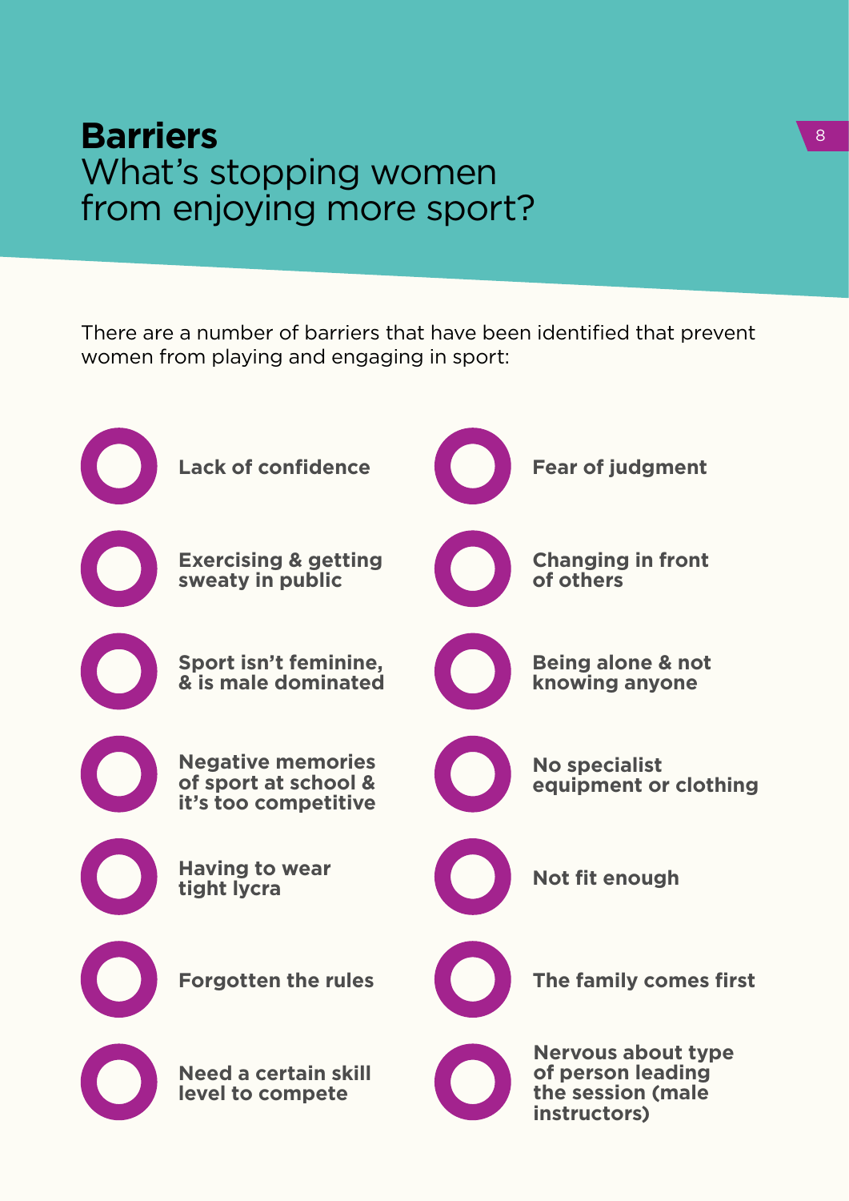# **Barriers**
## What's stopping women from enjoying more sport?

There are a number of barriers that have been identified that prevent women from playing and engaging in sport:

- **Lack of confidence**
- **Fear of judgment**
- **Exercising & getting sweaty in public**
- **Changing in front of others**
- **Sport isn't feminine, & is male dominated**
- **Being alone & not knowing anyone**
- **Negative memories of sport at school & it's too competitive**
- **No specialist equipment or clothing**
- **Having to wear tight lycra**
- **Not fit enough**
- **Forgotten the rules**
- **The family comes first**
- **Need a certain skill level to compete**
- **Nervous about type of person leading the session (male instructors)**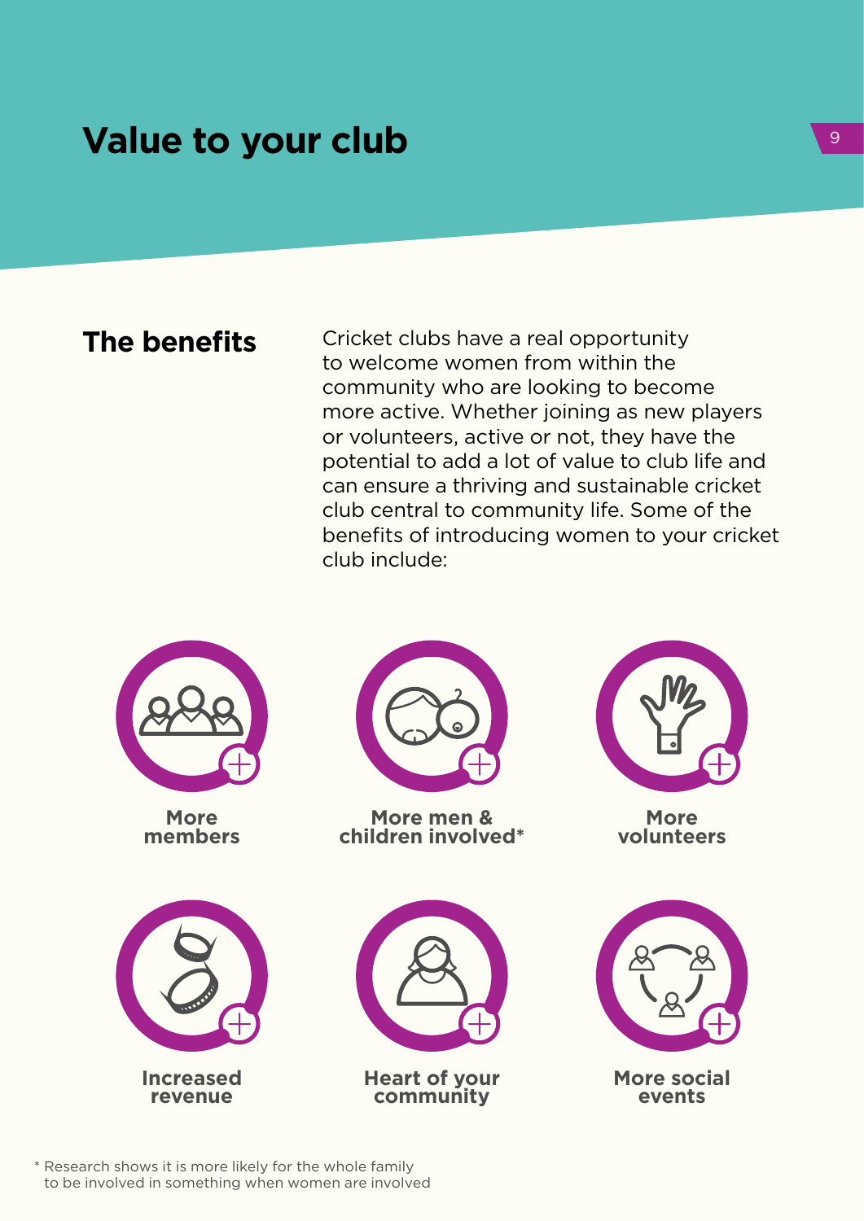# Value to your club

## The benefits

Cricket clubs have a real opportunity to welcome women from within the community who are looking to become more active. Whether joining as new players or volunteers, active or not, they have the potential to add a lot of value to club life and can ensure a thriving and sustainable cricket club central to community life. Some of the benefits of introducing women to your cricket club include:

- **More members**
- **More men & children involved***
- **More volunteers**
- **Increased revenue**
- **Heart of your community**
- **More social events**

* Research shows it is more likely for the whole family to be involved in something when women are involved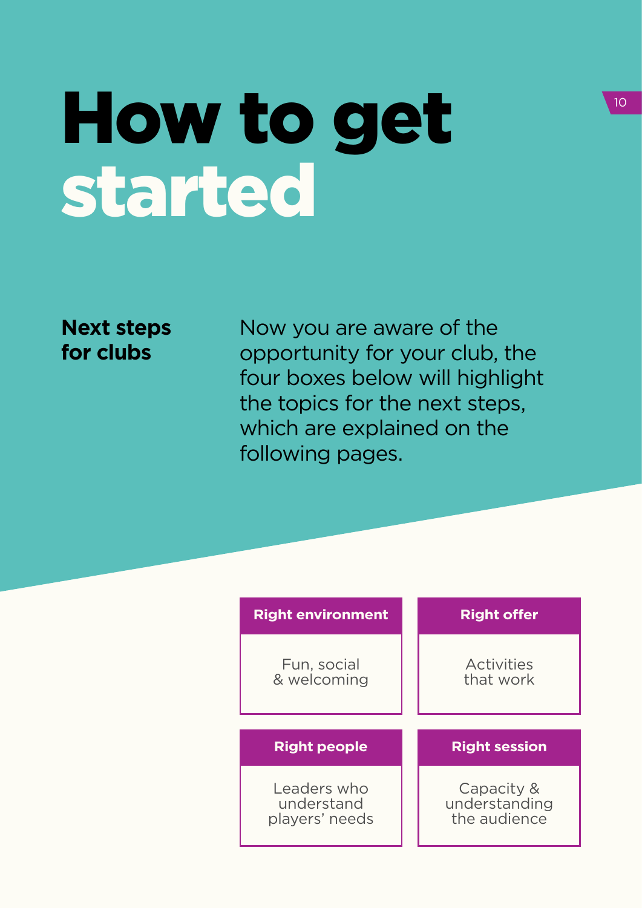# How to get started

**Next steps for clubs**

Now you are aware of the opportunity for your club, the four boxes below will highlight the topics for the next steps, which are explained on the following pages.

| Right environment | Right offer |
| --- | --- |
| Fun, social & welcoming | Activities that work |

| Right people | Right session |
| --- | --- |
| Leaders who understand players' needs | Capacity & understanding the audience |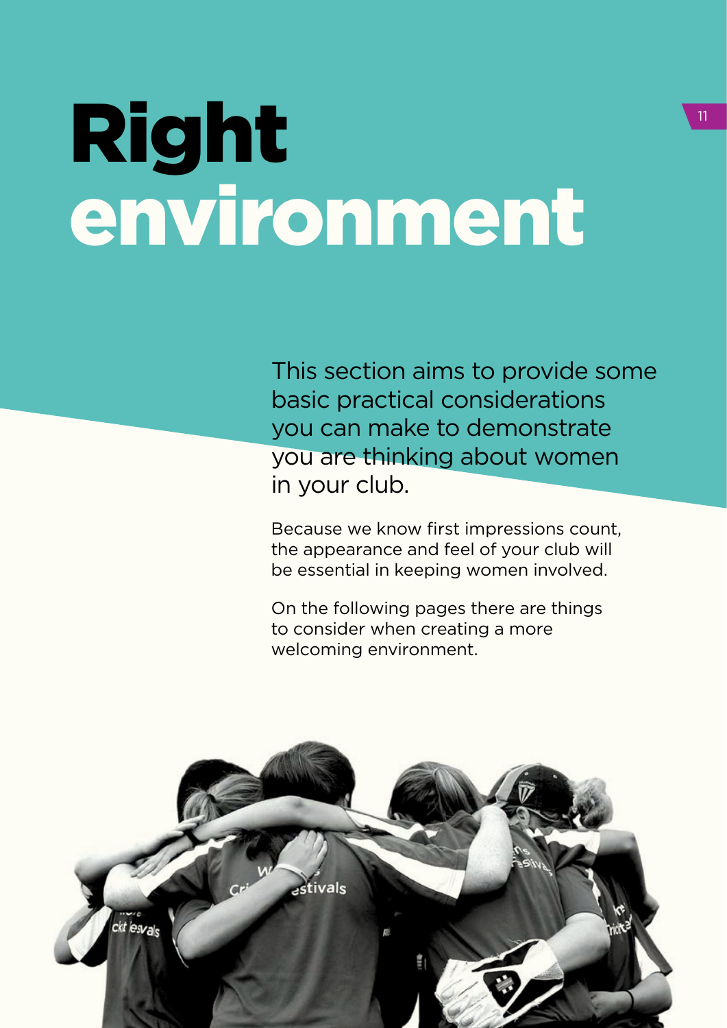# Right environment

This section aims to provide some basic practical considerations you can make to demonstrate you are thinking about women in your club.

Because we know first impressions count, the appearance and feel of your club will be essential in keeping women involved.

On the following pages there are things to consider when creating a more welcoming environment.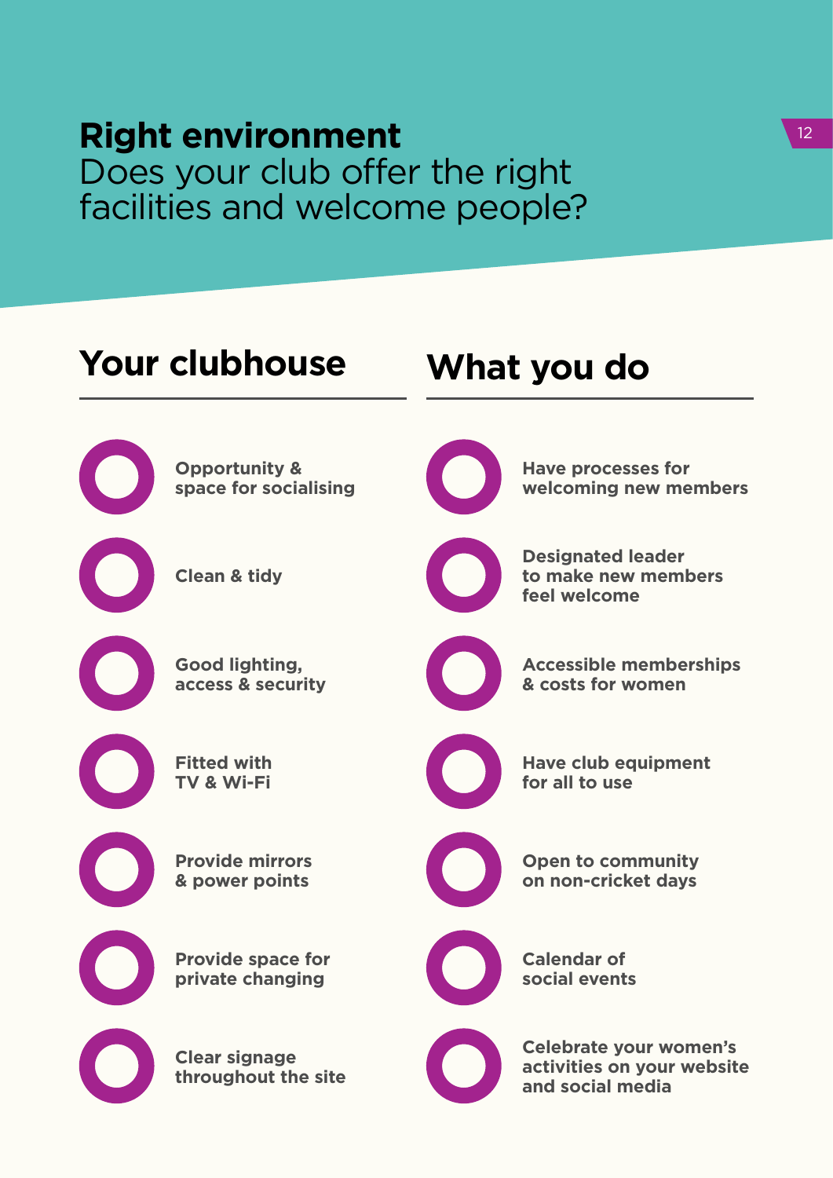# Right environment

Does your club offer the right facilities and welcome people?

## Your clubhouse

- Opportunity & space for socialising
- Clean & tidy
- Good lighting, access & security
- Fitted with TV & Wi-Fi
- Provide mirrors & power points
- Provide space for private changing
- Clear signage throughout the site

## What you do

- Have processes for welcoming new members
- Designated leader to make new members feel welcome
- Accessible memberships & costs for women
- Have club equipment for all to use
- Open to community on non-cricket days
- Calendar of social events
- Celebrate your women's activities on your website and social media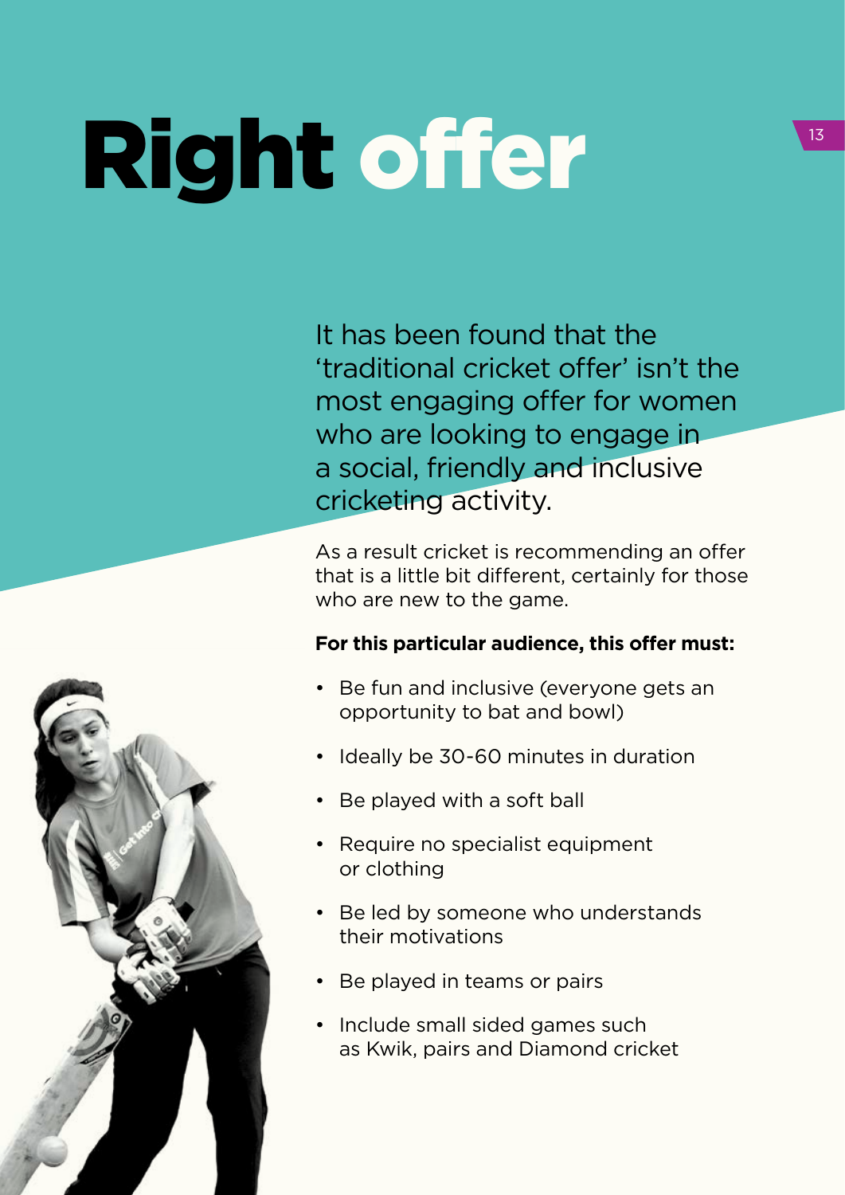# Right offer

It has been found that the 'traditional cricket offer' isn't the most engaging offer for women who are looking to engage in a social, friendly and inclusive cricketing activity.

As a result cricket is recommending an offer that is a little bit different, certainly for those who are new to the game.

**For this particular audience, this offer must:**

- Be fun and inclusive (everyone gets an opportunity to bat and bowl)
- Ideally be 30-60 minutes in duration
- Be played with a soft ball
- Require no specialist equipment or clothing
- Be led by someone who understands their motivations
- Be played in teams or pairs
- Include small sided games such as Kwik, pairs and Diamond cricket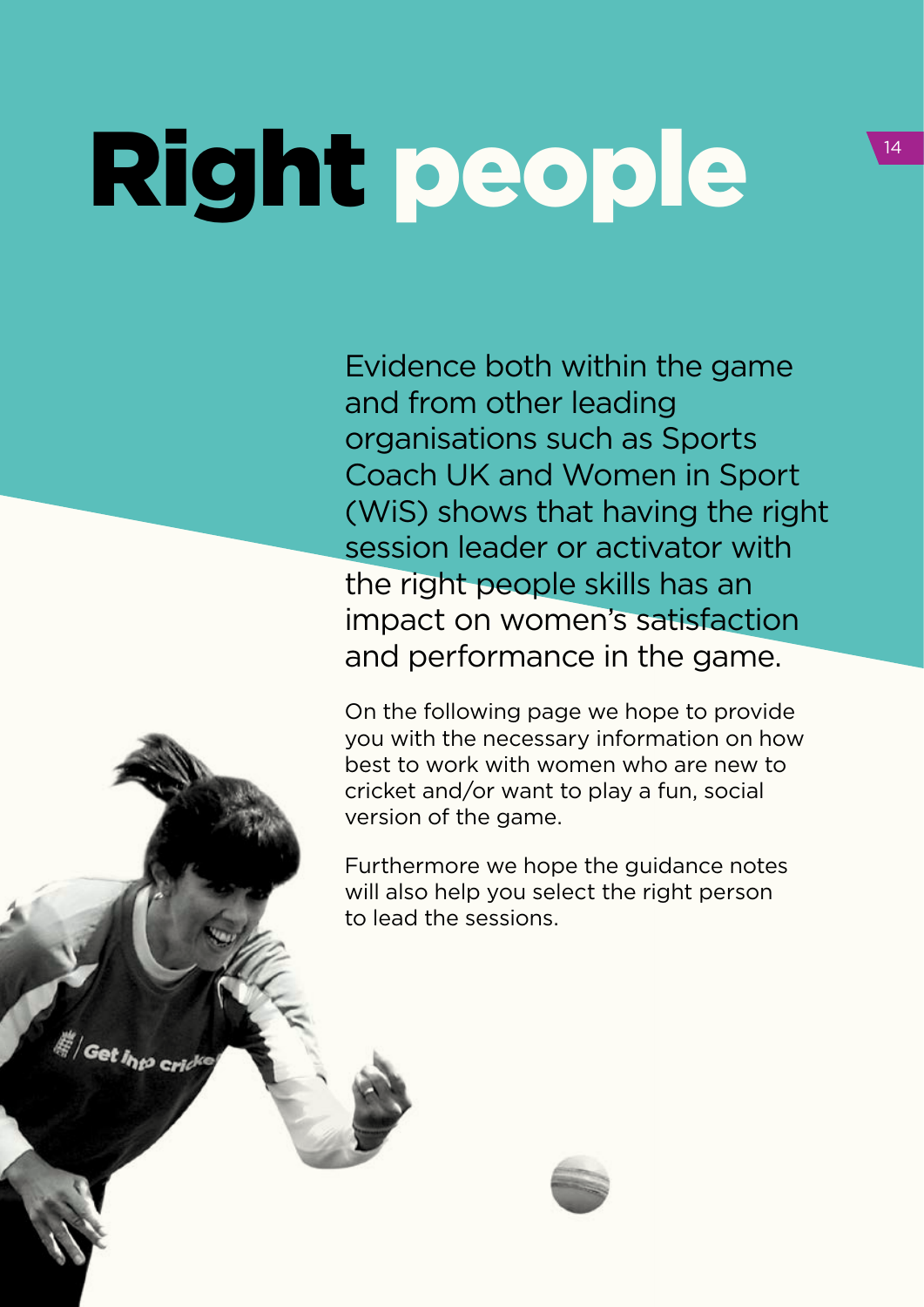# Right people

Evidence both within the game and from other leading organisations such as Sports Coach UK and Women in Sport (WiS) shows that having the right session leader or activator with the right people skills has an impact on women's satisfaction and performance in the game.

On the following page we hope to provide you with the necessary information on how best to work with women who are new to cricket and/or want to play a fun, social version of the game.

Furthermore we hope the guidance notes will also help you select the right person to lead the sessions.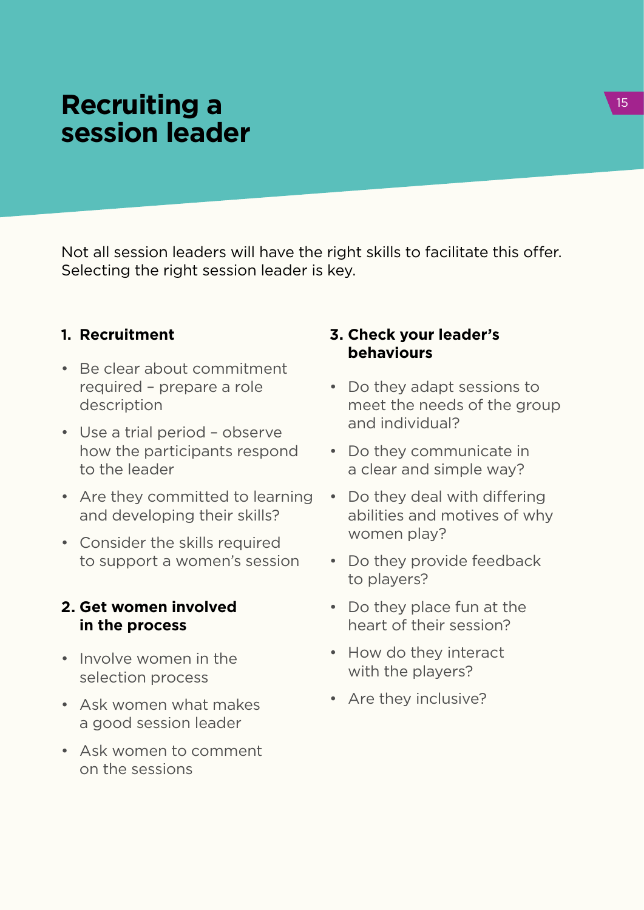# Recruiting a session leader

Not all session leaders will have the right skills to facilitate this offer. Selecting the right session leader is key.

### 1. Recruitment

- Be clear about commitment required – prepare a role description
- Use a trial period – observe how the participants respond to the leader
- Are they committed to learning and developing their skills?
- Consider the skills required to support a women's session

### 2. Get women involved in the process

- Involve women in the selection process
- Ask women what makes a good session leader
- Ask women to comment on the sessions

### 3. Check your leader's behaviours

- Do they adapt sessions to meet the needs of the group and individual?
- Do they communicate in a clear and simple way?
- Do they deal with differing abilities and motives of why women play?
- Do they provide feedback to players?
- Do they place fun at the heart of their session?
- How do they interact with the players?
- Are they inclusive?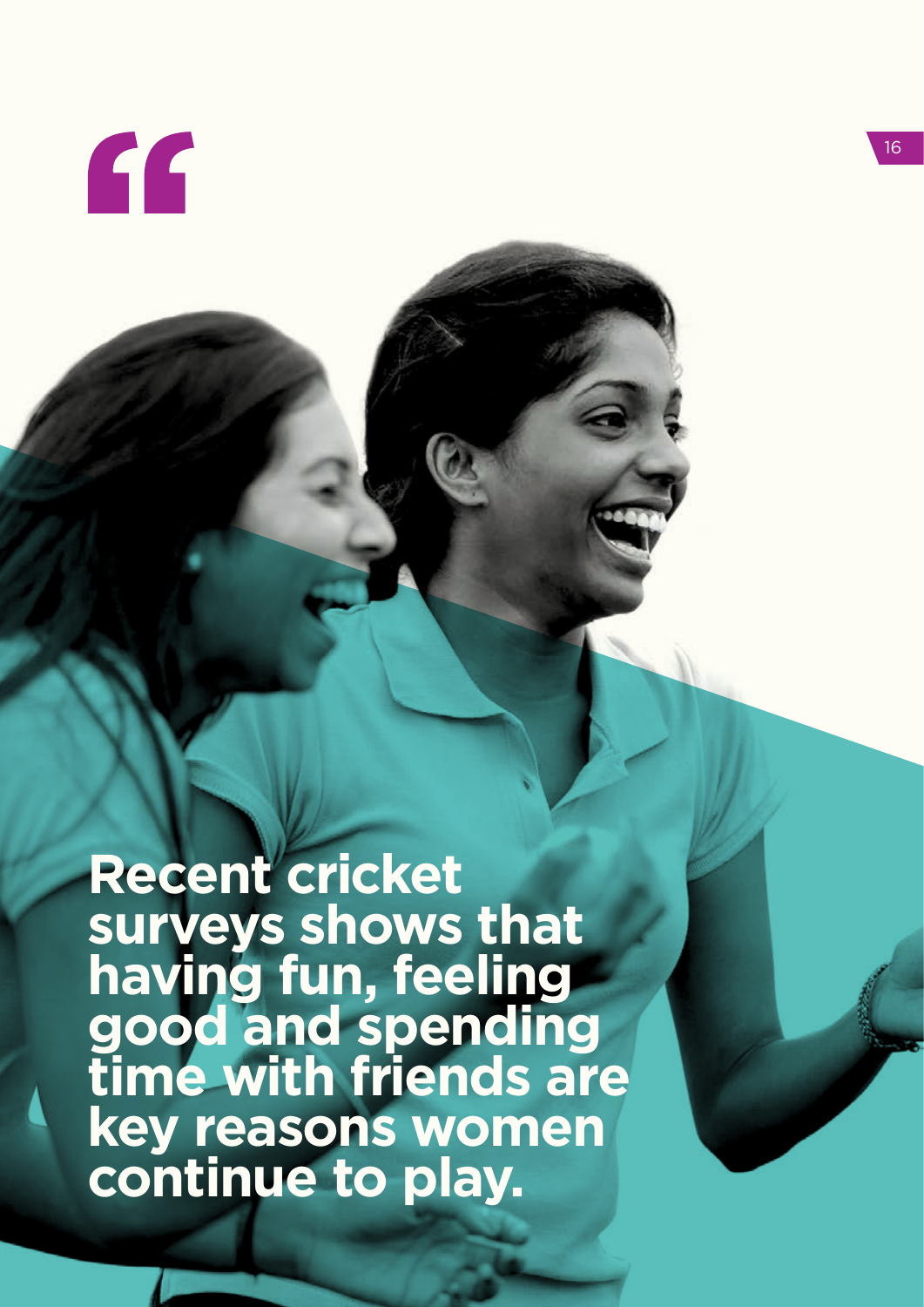"

**Recent cricket surveys shows that having fun, feeling good and spending time with friends are key reasons women continue to play.**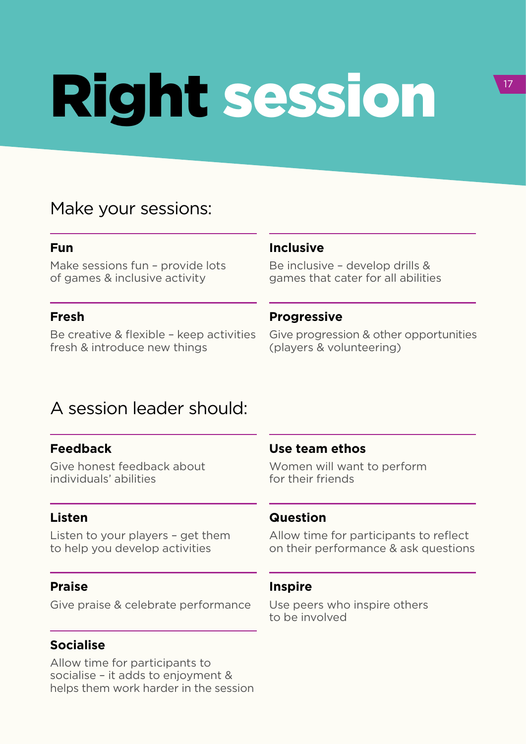# Right session

## Make your sessions:

**Fun**

Make sessions fun – provide lots of games & inclusive activity

**Inclusive**

Be inclusive – develop drills & games that cater for all abilities

**Fresh**

Be creative & flexible – keep activities fresh & introduce new things

**Progressive**

Give progression & other opportunities (players & volunteering)

## A session leader should:

**Feedback**

Give honest feedback about individuals' abilities

**Use team ethos**

Women will want to perform for their friends

**Listen**

Listen to your players – get them to help you develop activities

**Question**

Allow time for participants to reflect on their performance & ask questions

**Praise**

Give praise & celebrate performance

**Inspire**

Use peers who inspire others to be involved

**Socialise**

Allow time for participants to socialise – it adds to enjoyment & helps them work harder in the session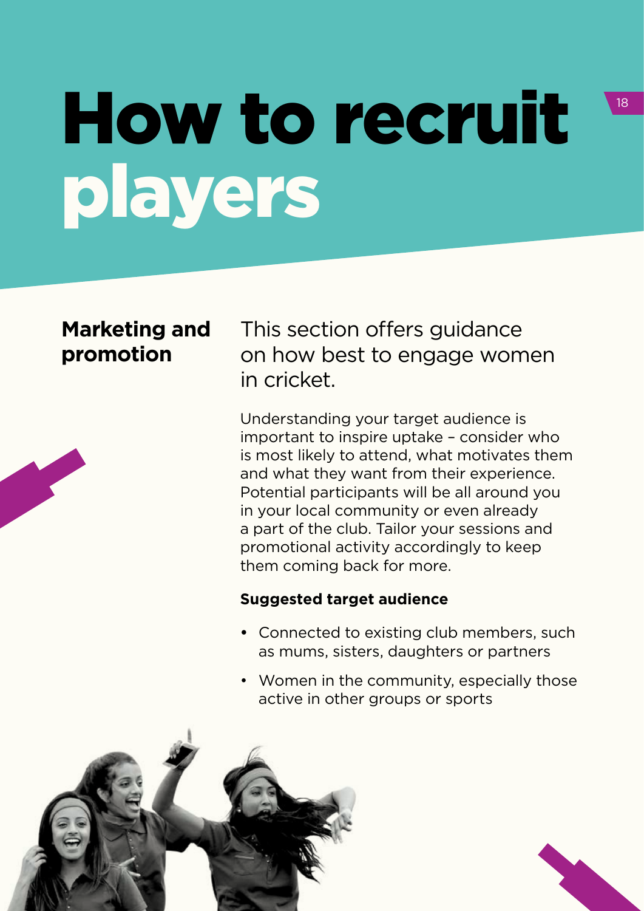# How to recruit players

## Marketing and promotion

This section offers guidance on how best to engage women in cricket.

Understanding your target audience is important to inspire uptake – consider who is most likely to attend, what motivates them and what they want from their experience. Potential participants will be all around you in your local community or even already a part of the club. Tailor your sessions and promotional activity accordingly to keep them coming back for more.

**Suggested target audience**

- Connected to existing club members, such as mums, sisters, daughters or partners
- Women in the community, especially those active in other groups or sports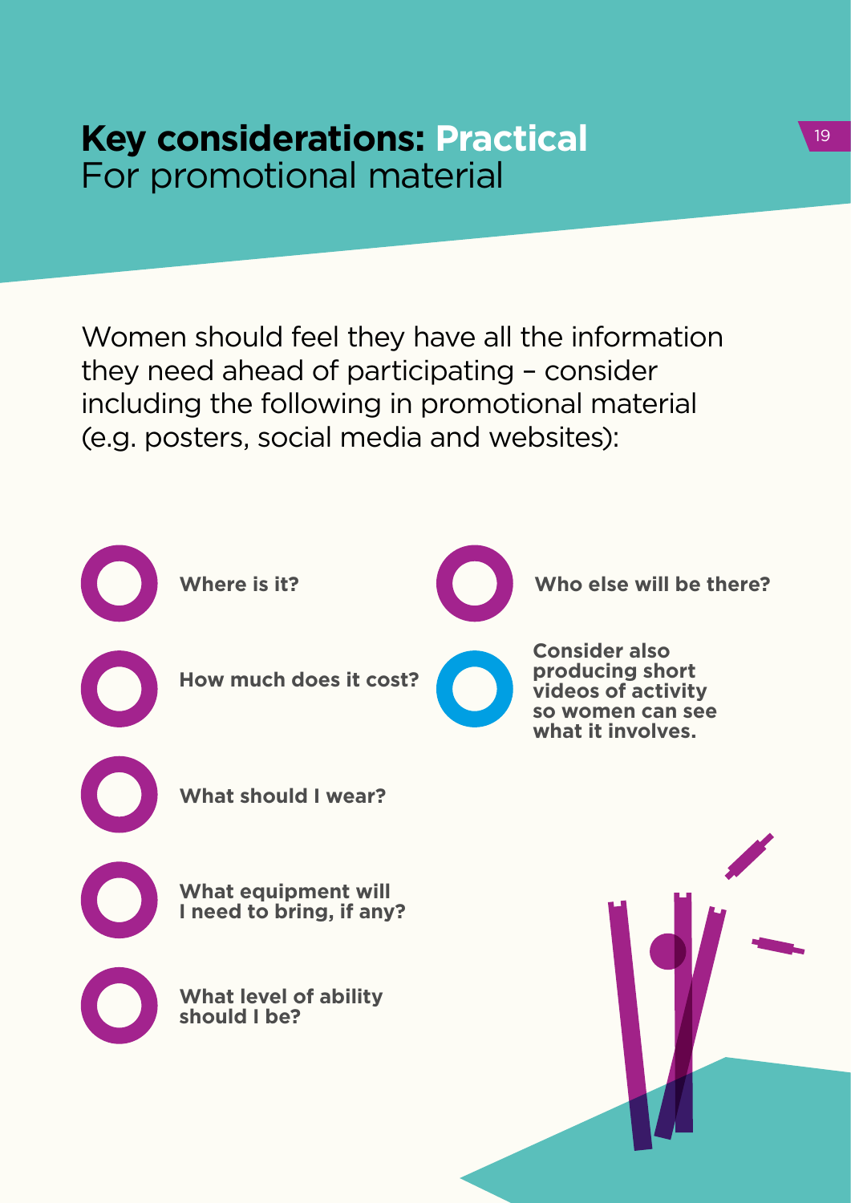# **Key considerations: Practical**
## For promotional material

Women should feel they have all the information they need ahead of participating – consider including the following in promotional material (e.g. posters, social media and websites):

- **Where is it?**
- **How much does it cost?**
- **What should I wear?**
- **What equipment will I need to bring, if any?**
- **What level of ability should I be?**
- **Who else will be there?**
- **Consider also producing short videos of activity so women can see what it involves.**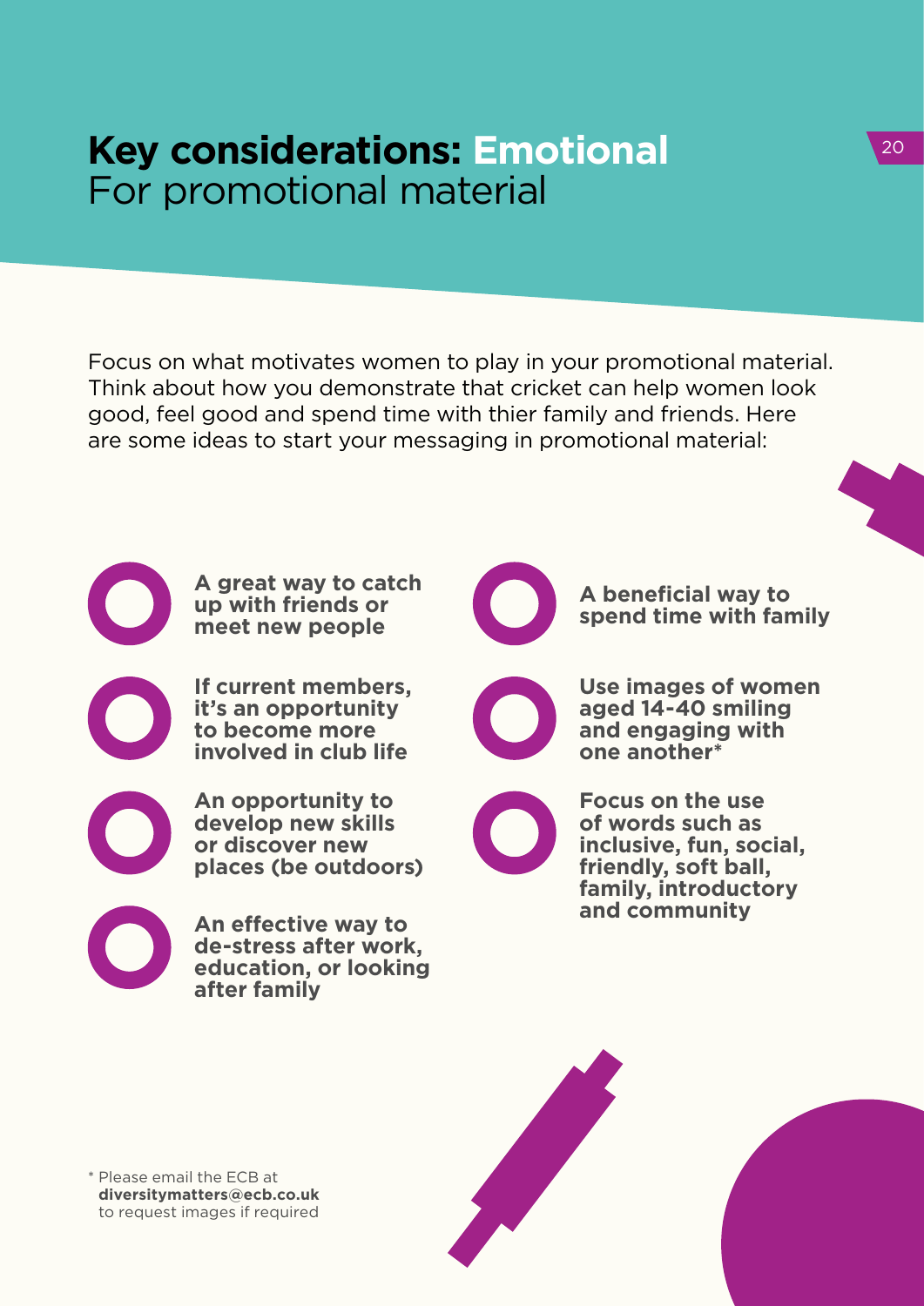# **Key considerations: Emotional** For promotional material

Focus on what motivates women to play in your promotional material. Think about how you demonstrate that cricket can help women look good, feel good and spend time with thier family and friends. Here are some ideas to start your messaging in promotional material:

- **A great way to catch up with friends or meet new people**
- **If current members, it's an opportunity to become more involved in club life**
- **An opportunity to develop new skills or discover new places (be outdoors)**
- **An effective way to de-stress after work, education, or looking after family**
- **A beneficial way to spend time with family**
- **Use images of women aged 14-40 smiling and engaging with one another***
- **Focus on the use of words such as inclusive, fun, social, friendly, soft ball, family, introductory and community**

\* Please email the ECB at **diversitymatters@ecb.co.uk** to request images if required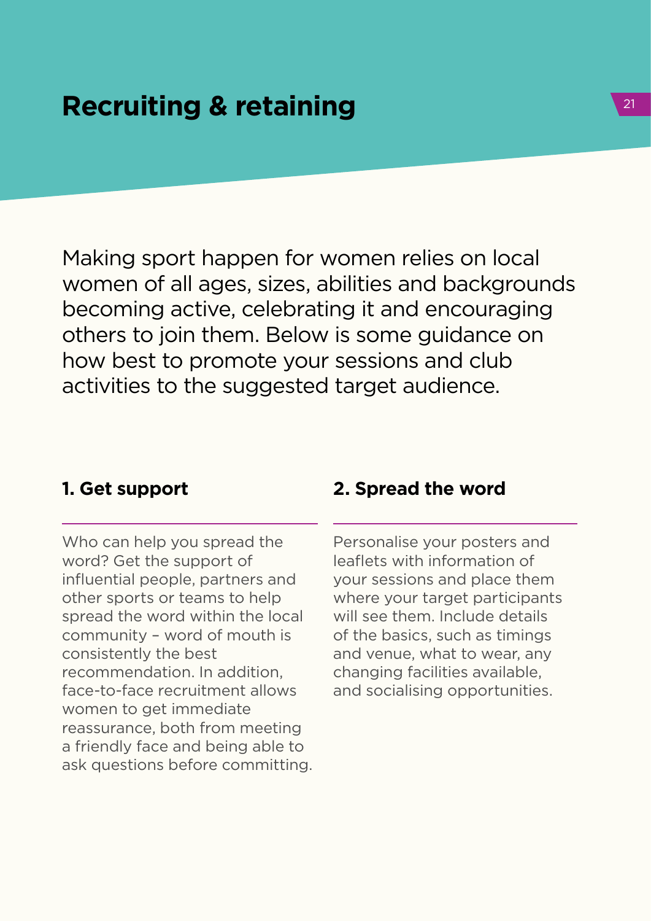# Recruiting & retaining

Making sport happen for women relies on local women of all ages, sizes, abilities and backgrounds becoming active, celebrating it and encouraging others to join them. Below is some guidance on how best to promote your sessions and club activities to the suggested target audience.

## 1. Get support

Who can help you spread the word? Get the support of influential people, partners and other sports or teams to help spread the word within the local community – word of mouth is consistently the best recommendation. In addition, face-to-face recruitment allows women to get immediate reassurance, both from meeting a friendly face and being able to ask questions before committing.

## 2. Spread the word

Personalise your posters and leaflets with information of your sessions and place them where your target participants will see them. Include details of the basics, such as timings and venue, what to wear, any changing facilities available, and socialising opportunities.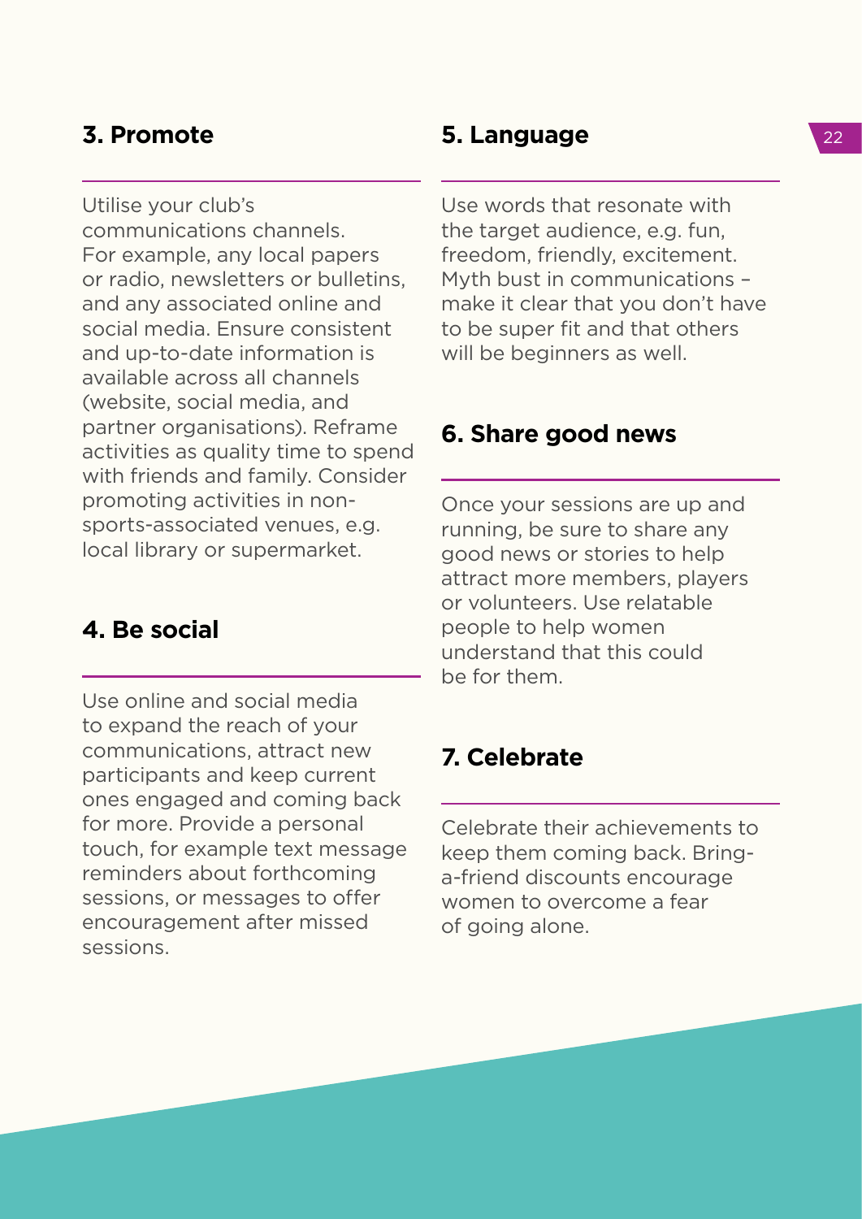## 3. Promote

Utilise your club's communications channels. For example, any local papers or radio, newsletters or bulletins, and any associated online and social media. Ensure consistent and up-to-date information is available across all channels (website, social media, and partner organisations). Reframe activities as quality time to spend with friends and family. Consider promoting activities in non-sports-associated venues, e.g. local library or supermarket.

## 4. Be social

Use online and social media to expand the reach of your communications, attract new participants and keep current ones engaged and coming back for more. Provide a personal touch, for example text message reminders about forthcoming sessions, or messages to offer encouragement after missed sessions.

## 5. Language

Use words that resonate with the target audience, e.g. fun, freedom, friendly, excitement. Myth bust in communications – make it clear that you don't have to be super fit and that others will be beginners as well.

## 6. Share good news

Once your sessions are up and running, be sure to share any good news or stories to help attract more members, players or volunteers. Use relatable people to help women understand that this could be for them.

## 7. Celebrate

Celebrate their achievements to keep them coming back. Bring-a-friend discounts encourage women to overcome a fear of going alone.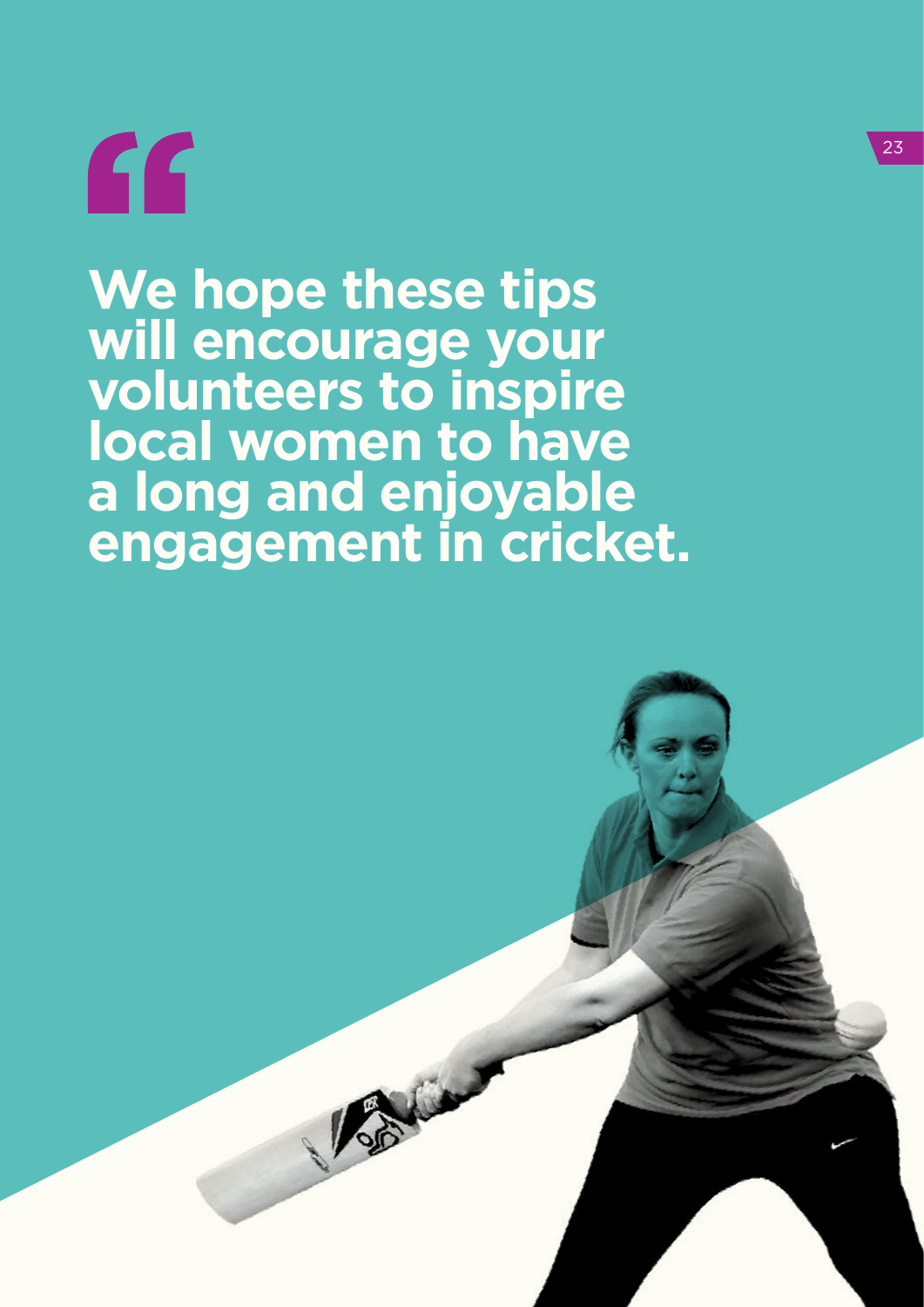**“We hope these tips will encourage your volunteers to inspire local women to have a long and enjoyable engagement in cricket.**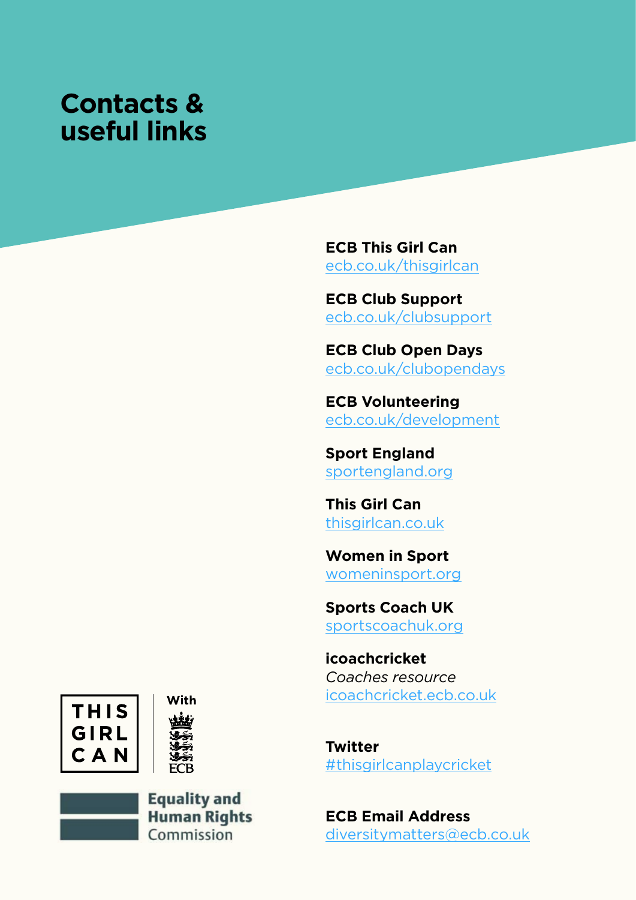# Contacts & useful links

**ECB This Girl Can**
ecb.co.uk/thisgirlcan

**ECB Club Support**
ecb.co.uk/clubsupport

**ECB Club Open Days**
ecb.co.uk/clubopendays

**ECB Volunteering**
ecb.co.uk/development

**Sport England**
sportengland.org

**This Girl Can**
thisgirlcan.co.uk

**Women in Sport**
womeninsport.org

**Sports Coach UK**
sportscoachuk.org

**icoachcricket**
*Coaches resource*
icoachcricket.ecb.co.uk

**Twitter**
#thisgirlcanplaycricket

**ECB Email Address**
diversitymatters@ecb.co.uk

THIS GIRL CAN
With ECB

Equality and Human Rights Commission